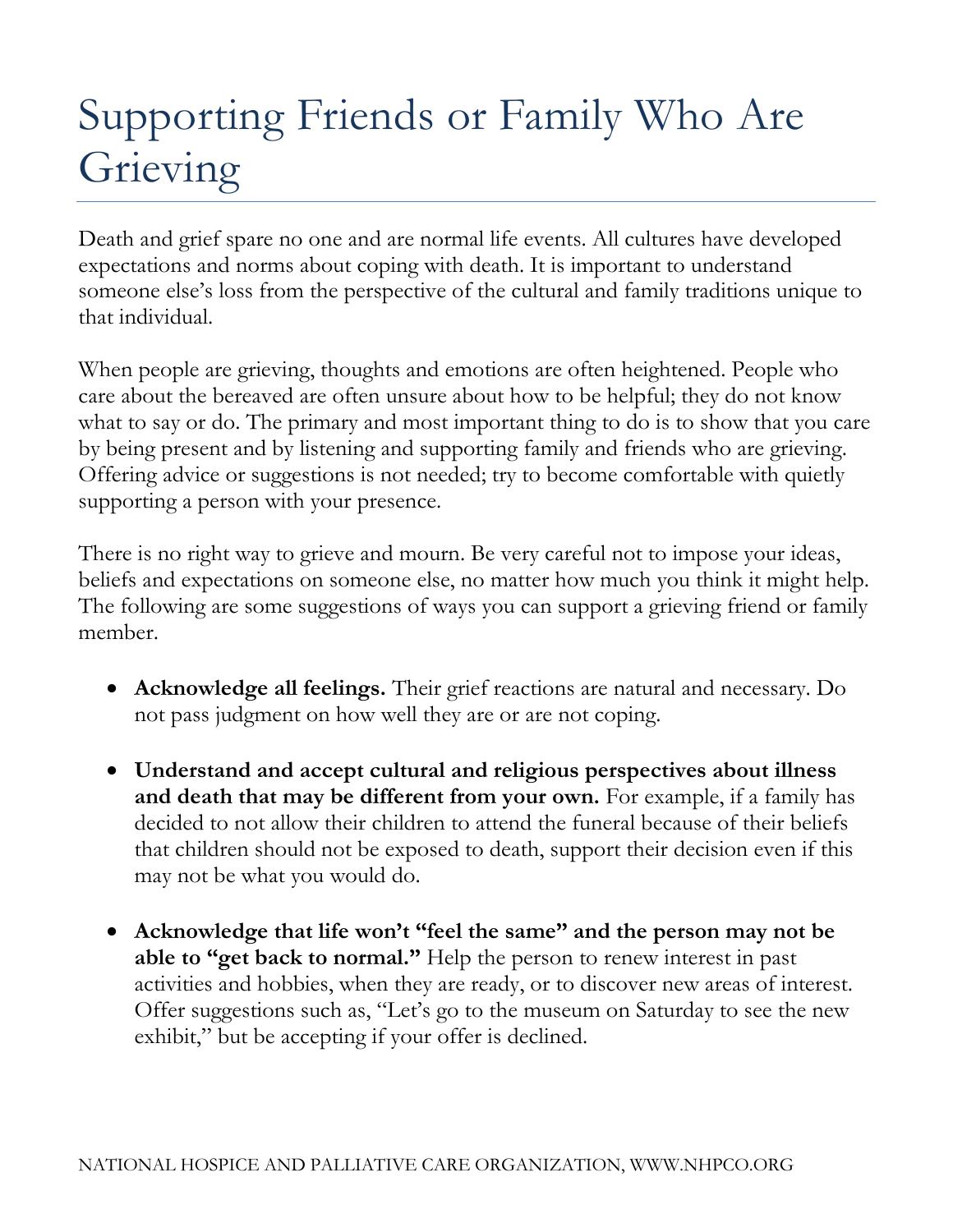# Supporting Friends or Family Who Are Grieving

Death and grief spare no one and are normal life events. All cultures have developed expectations and norms about coping with death. It is important to understand someone else's loss from the perspective of the cultural and family traditions unique to that individual.

When people are grieving, thoughts and emotions are often heightened. People who care about the bereaved are often unsure about how to be helpful; they do not know what to say or do. The primary and most important thing to do is to show that you care by being present and by listening and supporting family and friends who are grieving. Offering advice or suggestions is not needed; try to become comfortable with quietly supporting a person with your presence.

There is no right way to grieve and mourn. Be very careful not to impose your ideas, beliefs and expectations on someone else, no matter how much you think it might help. The following are some suggestions of ways you can support a grieving friend or family member.

- **Acknowledge all feelings.** Their grief reactions are natural and necessary. Do not pass judgment on how well they are or are not coping.

- **Understand and accept cultural and religious perspectives about illness and death that may be different from your own.** For example, if a family has decided to not allow their children to attend the funeral because of their beliefs that children should not be exposed to death, support their decision even if this may not be what you would do.

- **Acknowledge that life won't "feel the same" and the person may not be able to "get back to normal."** Help the person to renew interest in past activities and hobbies, when they are ready, or to discover new areas of interest. Offer suggestions such as, "Let's go to the museum on Saturday to see the new exhibit," but be accepting if your offer is declined.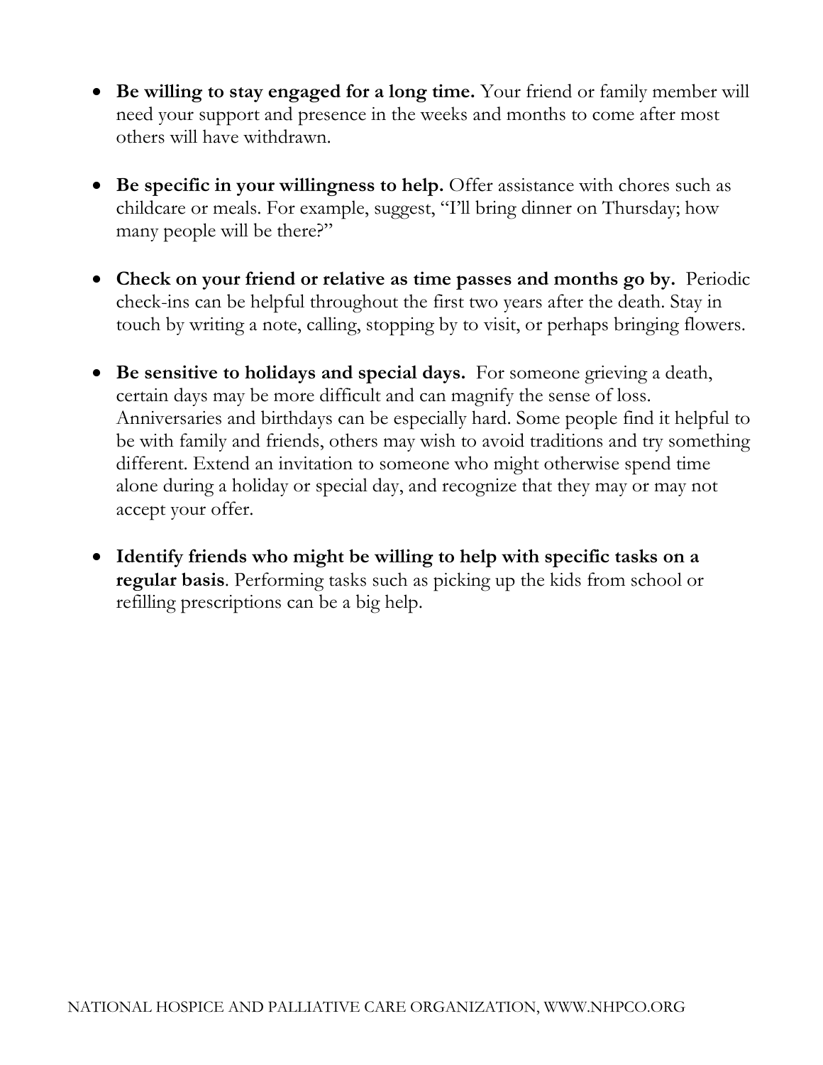- **Be willing to stay engaged for a long time.** Your friend or family member will need your support and presence in the weeks and months to come after most others will have withdrawn.

- **Be specific in your willingness to help.** Offer assistance with chores such as childcare or meals. For example, suggest, "I'll bring dinner on Thursday; how many people will be there?"

- **Check on your friend or relative as time passes and months go by.** Periodic check-ins can be helpful throughout the first two years after the death. Stay in touch by writing a note, calling, stopping by to visit, or perhaps bringing flowers.

- **Be sensitive to holidays and special days.** For someone grieving a death, certain days may be more difficult and can magnify the sense of loss. Anniversaries and birthdays can be especially hard. Some people find it helpful to be with family and friends, others may wish to avoid traditions and try something different. Extend an invitation to someone who might otherwise spend time alone during a holiday or special day, and recognize that they may or may not accept your offer.

- **Identify friends who might be willing to help with specific tasks on a regular basis**. Performing tasks such as picking up the kids from school or refilling prescriptions can be a big help.

NATIONAL HOSPICE AND PALLIATIVE CARE ORGANIZATION, WWW.NHPCO.ORG